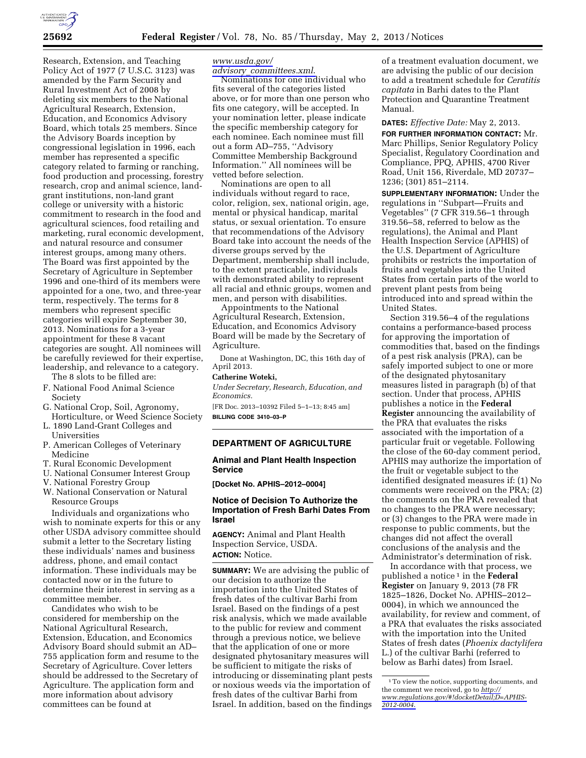Research, Extension, and Teaching Policy Act of 1977 (7 U.S.C. 3123) was amended by the Farm Security and Rural Investment Act of 2008 by deleting six members to the National Agricultural Research, Extension, Education, and Economics Advisory Board, which totals 25 members. Since the Advisory Boards inception by congressional legislation in 1996, each member has represented a specific category related to farming or ranching, food production and processing, forestry research, crop and animal science, land-grant institutions, non-land grant college or university with a historic commitment to research in the food and agricultural sciences, food retailing and marketing, rural economic development, and natural resource and consumer interest groups, among many others. The Board was first appointed by the Secretary of Agriculture in September 1996 and one-third of its members were appointed for a one, two, and three-year term, respectively. The terms for 8 members who represent specific categories will expire September 30, 2013. Nominations for a 3-year appointment for these 8 vacant categories are sought. All nominees will be carefully reviewed for their expertise, leadership, and relevance to a category.

The 8 slots to be filled are:

F. National Food Animal Science Society
G. National Crop, Soil, Agronomy, Horticulture, or Weed Science Society
L. 1890 Land-Grant Colleges and Universities
P. American Colleges of Veterinary Medicine
T. Rural Economic Development
U. National Consumer Interest Group
V. National Forestry Group
W. National Conservation or Natural Resource Groups

Individuals and organizations who wish to nominate experts for this or any other USDA advisory committee should submit a letter to the Secretary listing these individuals' names and business address, phone, and email contact information. These individuals may be contacted now or in the future to determine their interest in serving as a committee member.

Candidates who wish to be considered for membership on the National Agricultural Research, Extension, Education, and Economics Advisory Board should submit an AD–755 application form and resume to the Secretary of Agriculture. Cover letters should be addressed to the Secretary of Agriculture. The application form and more information about advisory committees can be found at *www.usda.gov/advisory_committees.xml.*

Nominations for one individual who fits several of the categories listed above, or for more than one person who fits one category, will be accepted. In your nomination letter, please indicate the specific membership category for each nominee. Each nominee must fill out a form AD–755, "Advisory Committee Membership Background Information." All nominees will be vetted before selection.

Nominations are open to all individuals without regard to race, color, religion, sex, national origin, age, mental or physical handicap, marital status, or sexual orientation. To ensure that recommendations of the Advisory Board take into account the needs of the diverse groups served by the Department, membership shall include, to the extent practicable, individuals with demonstrated ability to represent all racial and ethnic groups, women and men, and person with disabilities.

Appointments to the National Agricultural Research, Extension, Education, and Economics Advisory Board will be made by the Secretary of Agriculture.

Done at Washington, DC, this 16th day of April 2013.

**Catherine Woteki,**

*Under Secretary, Research, Education, and Economics.*

[FR Doc. 2013–10392 Filed 5–1–13; 8:45 am]

**BILLING CODE 3410–03–P**

## DEPARTMENT OF AGRICULTURE

### Animal and Plant Health Inspection Service

**[Docket No. APHIS–2012–0004]**

### Notice of Decision To Authorize the Importation of Fresh Barhi Dates From Israel

**AGENCY:** Animal and Plant Health Inspection Service, USDA.

**ACTION:** Notice.

**SUMMARY:** We are advising the public of our decision to authorize the importation into the United States of fresh dates of the cultivar Barhi from Israel. Based on the findings of a pest risk analysis, which we made available to the public for review and comment through a previous notice, we believe that the application of one or more designated phytosanitary measures will be sufficient to mitigate the risks of introducing or disseminating plant pests or noxious weeds via the importation of fresh dates of the cultivar Barhi from Israel. In addition, based on the findings of a treatment evaluation document, we are advising the public of our decision to add a treatment schedule for *Ceratitis capitata* in Barhi dates to the Plant Protection and Quarantine Treatment Manual.

**DATES:** *Effective Date:* May 2, 2013.

**FOR FURTHER INFORMATION CONTACT:** Mr. Marc Phillips, Senior Regulatory Policy Specialist, Regulatory Coordination and Compliance, PPQ, APHIS, 4700 River Road, Unit 156, Riverdale, MD 20737–1236; (301) 851–2114.

**SUPPLEMENTARY INFORMATION:** Under the regulations in "Subpart—Fruits and Vegetables" (7 CFR 319.56–1 through 319.56–58, referred to below as the regulations), the Animal and Plant Health Inspection Service (APHIS) of the U.S. Department of Agriculture prohibits or restricts the importation of fruits and vegetables into the United States from certain parts of the world to prevent plant pests from being introduced into and spread within the United States.

Section 319.56–4 of the regulations contains a performance-based process for approving the importation of commodities that, based on the findings of a pest risk analysis (PRA), can be safely imported subject to one or more of the designated phytosanitary measures listed in paragraph (b) of that section. Under that process, APHIS publishes a notice in the **Federal Register** announcing the availability of the PRA that evaluates the risks associated with the importation of a particular fruit or vegetable. Following the close of the 60-day comment period, APHIS may authorize the importation of the fruit or vegetable subject to the identified designated measures if: (1) No comments were received on the PRA; (2) the comments on the PRA revealed that no changes to the PRA were necessary; or (3) changes to the PRA were made in response to public comments, but the changes did not affect the overall conclusions of the analysis and the Administrator's determination of risk.

In accordance with that process, we published a notice[1] in the **Federal Register** on January 9, 2013 (78 FR 1825–1826, Docket No. APHIS–2012–0004), in which we announced the availability, for review and comment, of a PRA that evaluates the risks associated with the importation into the United States of fresh dates (*Phoenix dactylifera* L.) of the cultivar Barhi (referred to below as Barhi dates) from Israel.

[1] To view the notice, supporting documents, and the comment we received, go to *http://www.regulations.gov/#!docketDetail;D=APHIS-2012-0004.*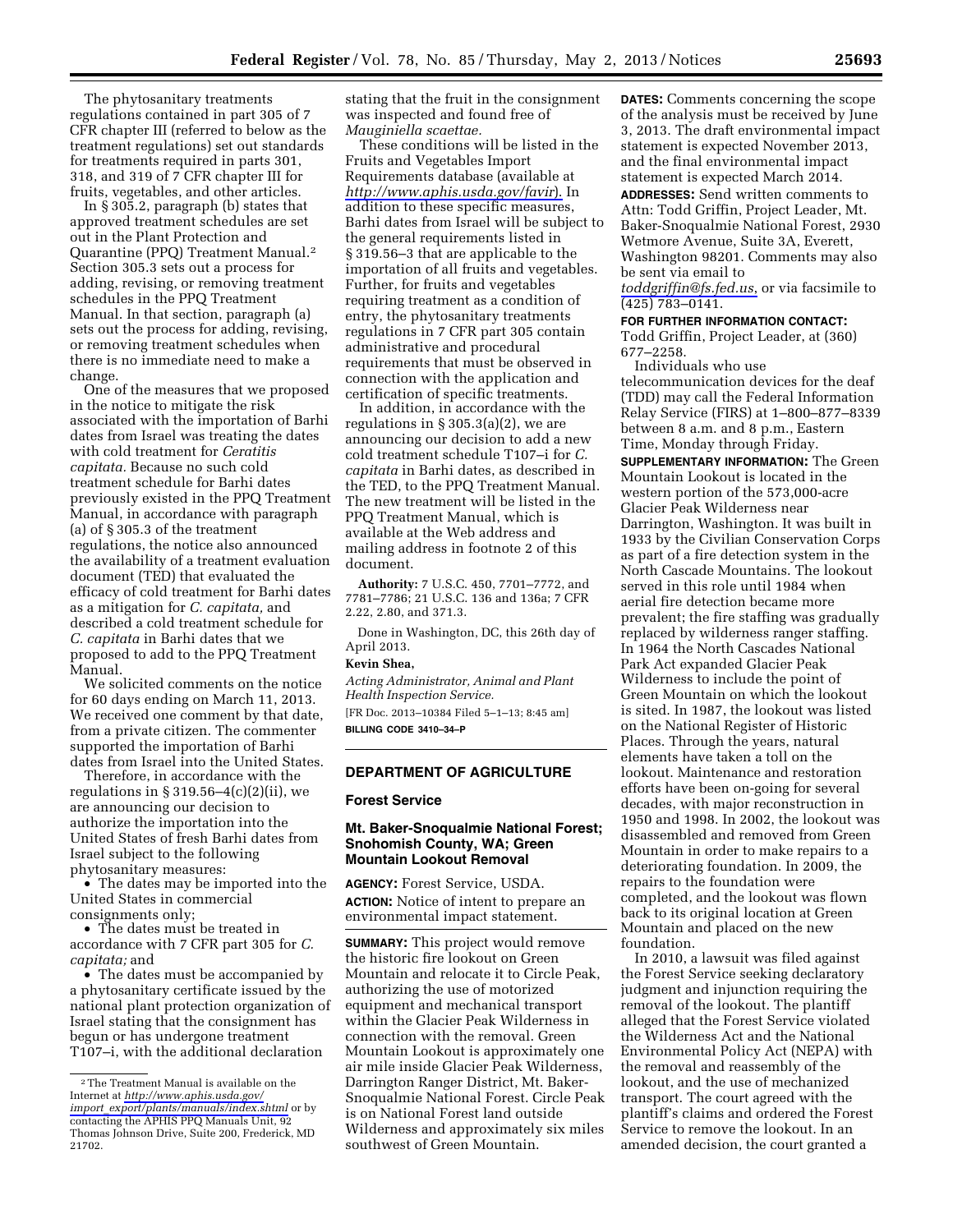The phytosanitary treatments regulations contained in part 305 of 7 CFR chapter III (referred to below as the treatment regulations) set out standards for treatments required in parts 301, 318, and 319 of 7 CFR chapter III for fruits, vegetables, and other articles.

In § 305.2, paragraph (b) states that approved treatment schedules are set out in the Plant Protection and Quarantine (PPQ) Treatment Manual.[2] Section 305.3 sets out a process for adding, revising, or removing treatment schedules in the PPQ Treatment Manual. In that section, paragraph (a) sets out the process for adding, revising, or removing treatment schedules when there is no immediate need to make a change.

One of the measures that we proposed in the notice to mitigate the risk associated with the importation of Barhi dates from Israel was treating the dates with cold treatment for *Ceratitis capitata.* Because no such cold treatment schedule for Barhi dates previously existed in the PPQ Treatment Manual, in accordance with paragraph (a) of § 305.3 of the treatment regulations, the notice also announced the availability of a treatment evaluation document (TED) that evaluated the efficacy of cold treatment for Barhi dates as a mitigation for *C. capitata,* and described a cold treatment schedule for *C. capitata* in Barhi dates that we proposed to add to the PPQ Treatment Manual.

We solicited comments on the notice for 60 days ending on March 11, 2013. We received one comment by that date, from a private citizen. The commenter supported the importation of Barhi dates from Israel into the United States.

Therefore, in accordance with the regulations in § 319.56–4(c)(2)(ii), we are announcing our decision to authorize the importation into the United States of fresh Barhi dates from Israel subject to the following phytosanitary measures:

- The dates may be imported into the United States in commercial consignments only;
- The dates must be treated in accordance with 7 CFR part 305 for *C. capitata;* and
- The dates must be accompanied by a phytosanitary certificate issued by the national plant protection organization of Israel stating that the consignment has begun or has undergone treatment T107–i, with the additional declaration stating that the fruit in the consignment was inspected and found free of *Mauginiella scaettae.*

These conditions will be listed in the Fruits and Vegetables Import Requirements database (available at *http://www.aphis.usda.gov/favir*). In addition to these specific measures, Barhi dates from Israel will be subject to the general requirements listed in § 319.56–3 that are applicable to the importation of all fruits and vegetables. Further, for fruits and vegetables requiring treatment as a condition of entry, the phytosanitary treatments regulations in 7 CFR part 305 contain administrative and procedural requirements that must be observed in connection with the application and certification of specific treatments.

In addition, in accordance with the regulations in § 305.3(a)(2), we are announcing our decision to add a new cold treatment schedule T107–i for *C. capitata* in Barhi dates, as described in the TED, to the PPQ Treatment Manual. The new treatment will be listed in the PPQ Treatment Manual, which is available at the Web address and mailing address in footnote 2 of this document.

**Authority:** 7 U.S.C. 450, 7701–7772, and 7781–7786; 21 U.S.C. 136 and 136a; 7 CFR 2.22, 2.80, and 371.3.

Done in Washington, DC, this 26th day of April 2013.

**Kevin Shea,**

*Acting Administrator, Animal and Plant Health Inspection Service.*

[FR Doc. 2013–10384 Filed 5–1–13; 8:45 am]

**BILLING CODE 3410–34–P**

[2] The Treatment Manual is available on the Internet at *http://www.aphis.usda.gov/import_export/plants/manuals/index.shtml* or by contacting the APHIS PPQ Manuals Unit, 92 Thomas Johnson Drive, Suite 200, Frederick, MD 21702.

## DEPARTMENT OF AGRICULTURE

### Forest Service

### Mt. Baker-Snoqualmie National Forest; Snohomish County, WA; Green Mountain Lookout Removal

**AGENCY:** Forest Service, USDA.

**ACTION:** Notice of intent to prepare an environmental impact statement.

**SUMMARY:** This project would remove the historic fire lookout on Green Mountain and relocate it to Circle Peak, authorizing the use of motorized equipment and mechanical transport within the Glacier Peak Wilderness in connection with the removal. Green Mountain Lookout is approximately one air mile inside Glacier Peak Wilderness, Darrington Ranger District, Mt. Baker-Snoqualmie National Forest. Circle Peak is on National Forest land outside Wilderness and approximately six miles southwest of Green Mountain.

**DATES:** Comments concerning the scope of the analysis must be received by June 3, 2013. The draft environmental impact statement is expected November 2013, and the final environmental impact statement is expected March 2014.

**ADDRESSES:** Send written comments to Attn: Todd Griffin, Project Leader, Mt. Baker-Snoqualmie National Forest, 2930 Wetmore Avenue, Suite 3A, Everett, Washington 98201. Comments may also be sent via email to *toddgriffin@fs.fed.us,* or via facsimile to (425) 783–0141.

**FOR FURTHER INFORMATION CONTACT:** Todd Griffin, Project Leader, at (360) 677–2258.

Individuals who use telecommunication devices for the deaf (TDD) may call the Federal Information Relay Service (FIRS) at 1–800–877–8339 between 8 a.m. and 8 p.m., Eastern Time, Monday through Friday.

**SUPPLEMENTARY INFORMATION:** The Green Mountain Lookout is located in the western portion of the 573,000-acre Glacier Peak Wilderness near Darrington, Washington. It was built in 1933 by the Civilian Conservation Corps as part of a fire detection system in the North Cascade Mountains. The lookout served in this role until 1984 when aerial fire detection became more prevalent; the fire staffing was gradually replaced by wilderness ranger staffing. In 1964 the North Cascades National Park Act expanded Glacier Peak Wilderness to include the point of Green Mountain on which the lookout is sited. In 1987, the lookout was listed on the National Register of Historic Places. Through the years, natural elements have taken a toll on the lookout. Maintenance and restoration efforts have been on-going for several decades, with major reconstruction in 1950 and 1998. In 2002, the lookout was disassembled and removed from Green Mountain in order to make repairs to a deteriorating foundation. In 2009, the repairs to the foundation were completed, and the lookout was flown back to its original location at Green Mountain and placed on the new foundation.

In 2010, a lawsuit was filed against the Forest Service seeking declaratory judgment and injunction requiring the removal of the lookout. The plantiff alleged that the Forest Service violated the Wilderness Act and the National Environmental Policy Act (NEPA) with the removal and reassembly of the lookout, and the use of mechanized transport. The court agreed with the plantiff's claims and ordered the Forest Service to remove the lookout. In an amended decision, the court granted a